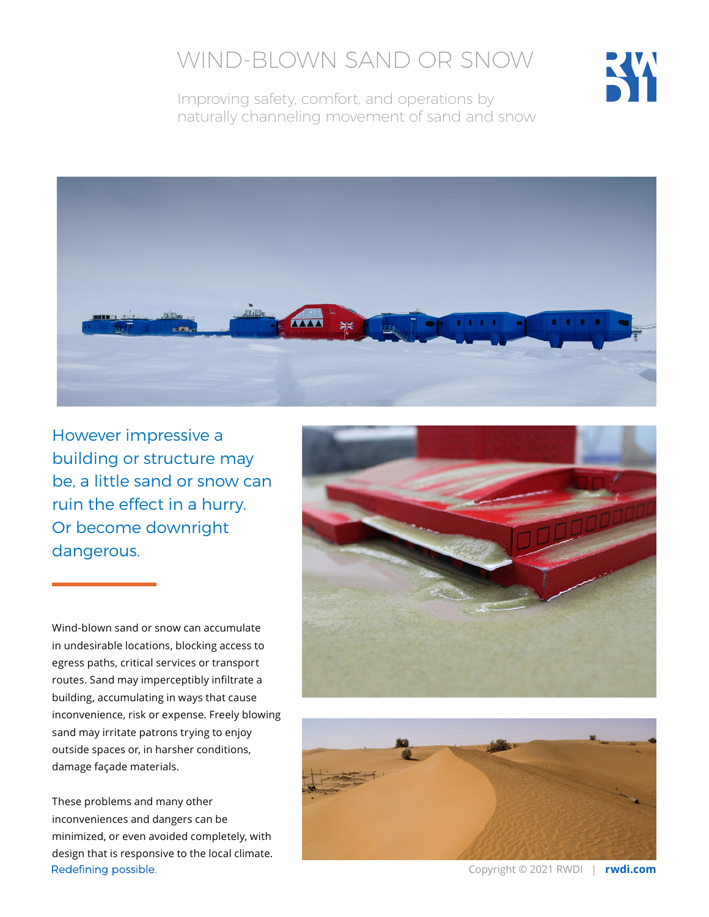# WIND-BLOWN SAND OR SNOW

Improving safety, comfort, and operations by naturally channeling movement of sand and snow

## However impressive a building or structure may be, a little sand or snow can ruin the effect in a hurry. Or become downright dangerous.

Wind-blown sand or snow can accumulate in undesirable locations, blocking access to egress paths, critical services or transport routes. Sand may imperceptibly infiltrate a building, accumulating in ways that cause inconvenience, risk or expense. Freely blowing sand may irritate patrons trying to enjoy outside spaces or, in harsher conditions, damage façade materials.

These problems and many other inconveniences and dangers can be minimized, or even avoided completely, with design that is responsive to the local climate.

Redefining possible.

Copyright © 2021 RWDI | **rwdi.com**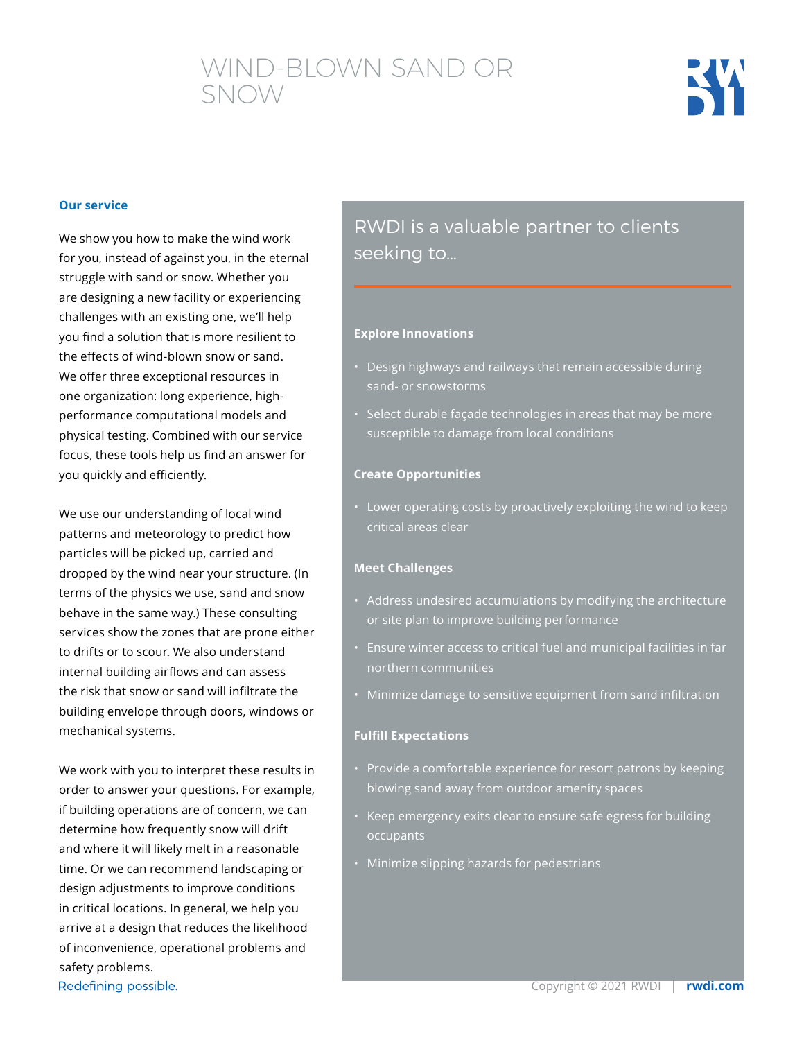# WIND-BLOWN SAND OR SNOW

## Our service

We show you how to make the wind work for you, instead of against you, in the eternal struggle with sand or snow. Whether you are designing a new facility or experiencing challenges with an existing one, we'll help you find a solution that is more resilient to the effects of wind-blown snow or sand. We offer three exceptional resources in one organization: long experience, high-performance computational models and physical testing. Combined with our service focus, these tools help us find an answer for you quickly and efficiently.

We use our understanding of local wind patterns and meteorology to predict how particles will be picked up, carried and dropped by the wind near your structure. (In terms of the physics we use, sand and snow behave in the same way.) These consulting services show the zones that are prone either to drifts or to scour. We also understand internal building airflows and can assess the risk that snow or sand will infiltrate the building envelope through doors, windows or mechanical systems.

We work with you to interpret these results in order to answer your questions. For example, if building operations are of concern, we can determine how frequently snow will drift and where it will likely melt in a reasonable time. Or we can recommend landscaping or design adjustments to improve conditions in critical locations. In general, we help you arrive at a design that reduces the likelihood of inconvenience, operational problems and safety problems.

## RWDI is a valuable partner to clients seeking to...

**Explore Innovations**

- Design highways and railways that remain accessible during sand- or snowstorms
- Select durable façade technologies in areas that may be more susceptible to damage from local conditions

**Create Opportunities**

- Lower operating costs by proactively exploiting the wind to keep critical areas clear

**Meet Challenges**

- Address undesired accumulations by modifying the architecture or site plan to improve building performance
- Ensure winter access to critical fuel and municipal facilities in far northern communities
- Minimize damage to sensitive equipment from sand infiltration

**Fulfill Expectations**

- Provide a comfortable experience for resort patrons by keeping blowing sand away from outdoor amenity spaces
- Keep emergency exits clear to ensure safe egress for building occupants
- Minimize slipping hazards for pedestrians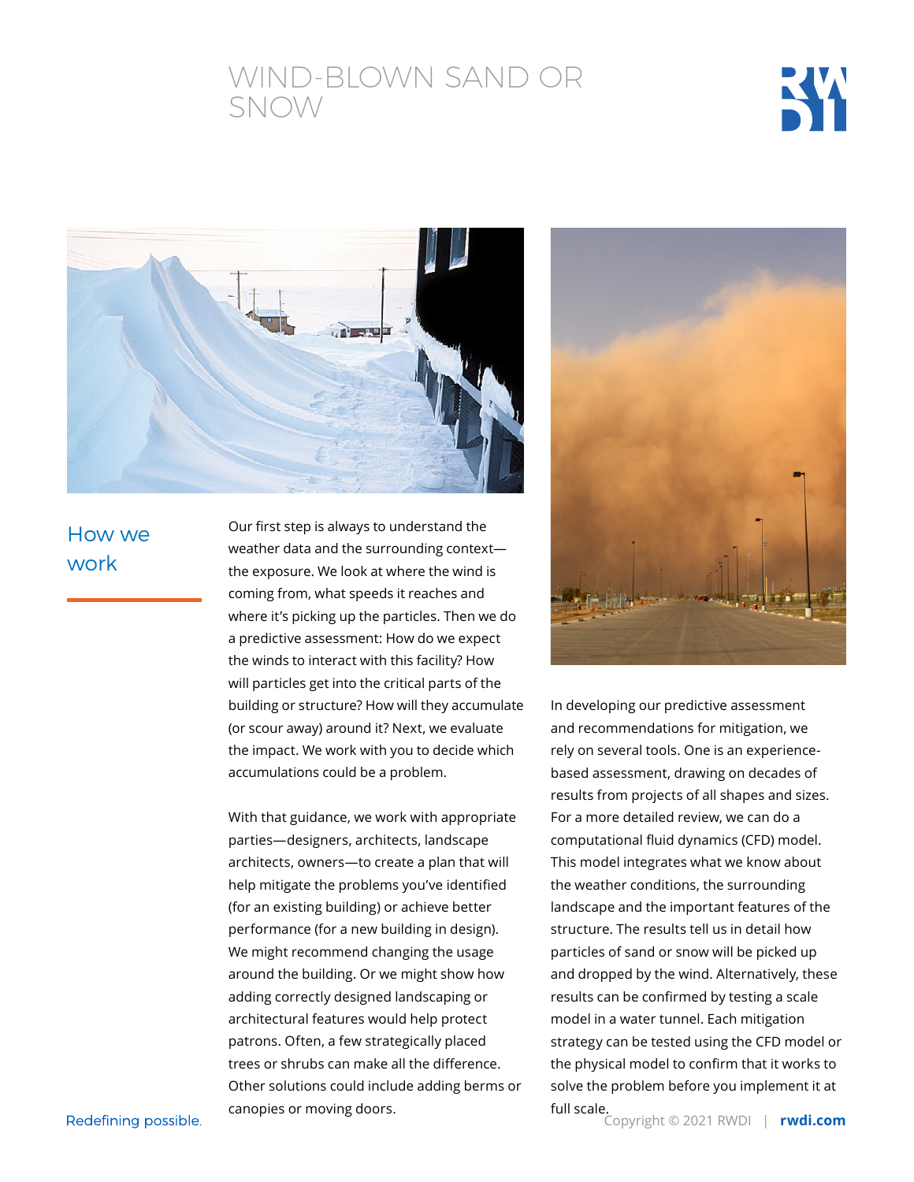# WIND-BLOWN SAND OR SNOW

## How we work

Our first step is always to understand the weather data and the surrounding context—the exposure. We look at where the wind is coming from, what speeds it reaches and where it's picking up the particles. Then we do a predictive assessment: How do we expect the winds to interact with this facility? How will particles get into the critical parts of the building or structure? How will they accumulate (or scour away) around it? Next, we evaluate the impact. We work with you to decide which accumulations could be a problem.

With that guidance, we work with appropriate parties—designers, architects, landscape architects, owners—to create a plan that will help mitigate the problems you've identified (for an existing building) or achieve better performance (for a new building in design). We might recommend changing the usage around the building. Or we might show how adding correctly designed landscaping or architectural features would help protect patrons. Often, a few strategically placed trees or shrubs can make all the difference. Other solutions could include adding berms or canopies or moving doors.

In developing our predictive assessment and recommendations for mitigation, we rely on several tools. One is an experience-based assessment, drawing on decades of results from projects of all shapes and sizes. For a more detailed review, we can do a computational fluid dynamics (CFD) model. This model integrates what we know about the weather conditions, the surrounding landscape and the important features of the structure. The results tell us in detail how particles of sand or snow will be picked up and dropped by the wind. Alternatively, these results can be confirmed by testing a scale model in a water tunnel. Each mitigation strategy can be tested using the CFD model or the physical model to confirm that it works to solve the problem before you implement it at full scale.